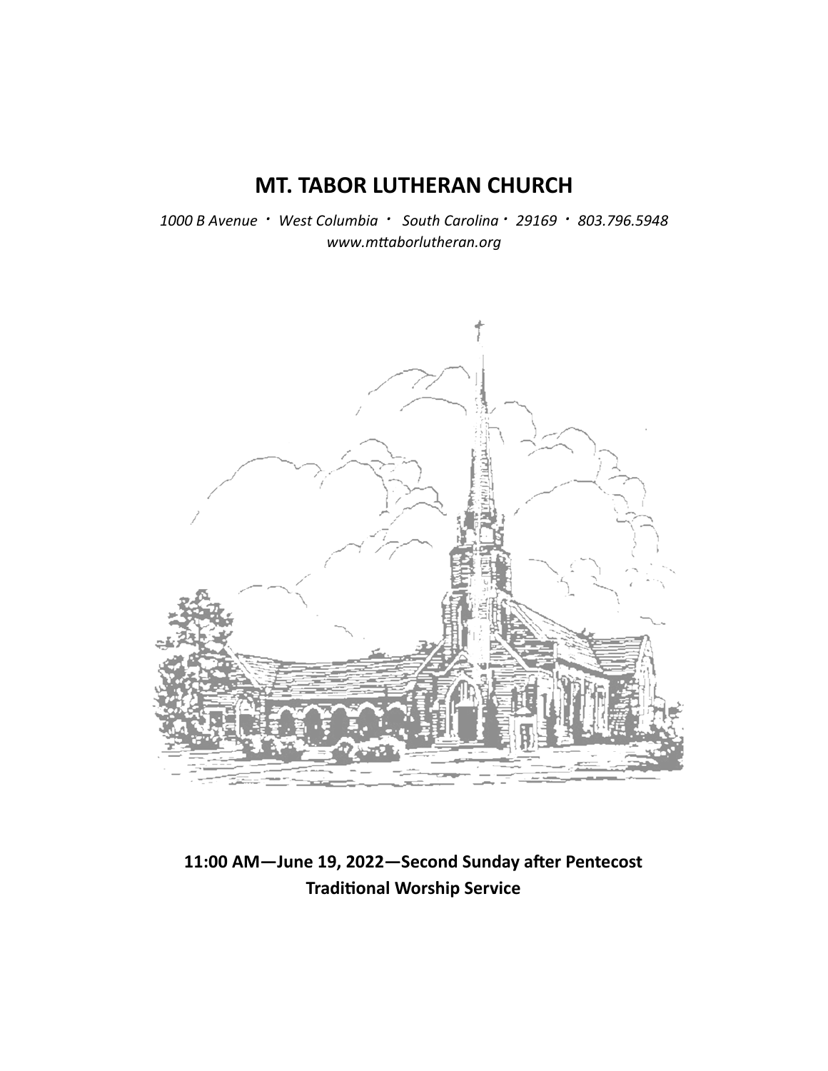# MT. TABOR LUTHERAN CHURCH

*1000 B Avenue · West Columbia · South Carolina · 29169 · 803.796.5948*
*www.mttaborlutheran.org*

**11:00 AM—June 19, 2022—Second Sunday after Pentecost**
**Traditional Worship Service**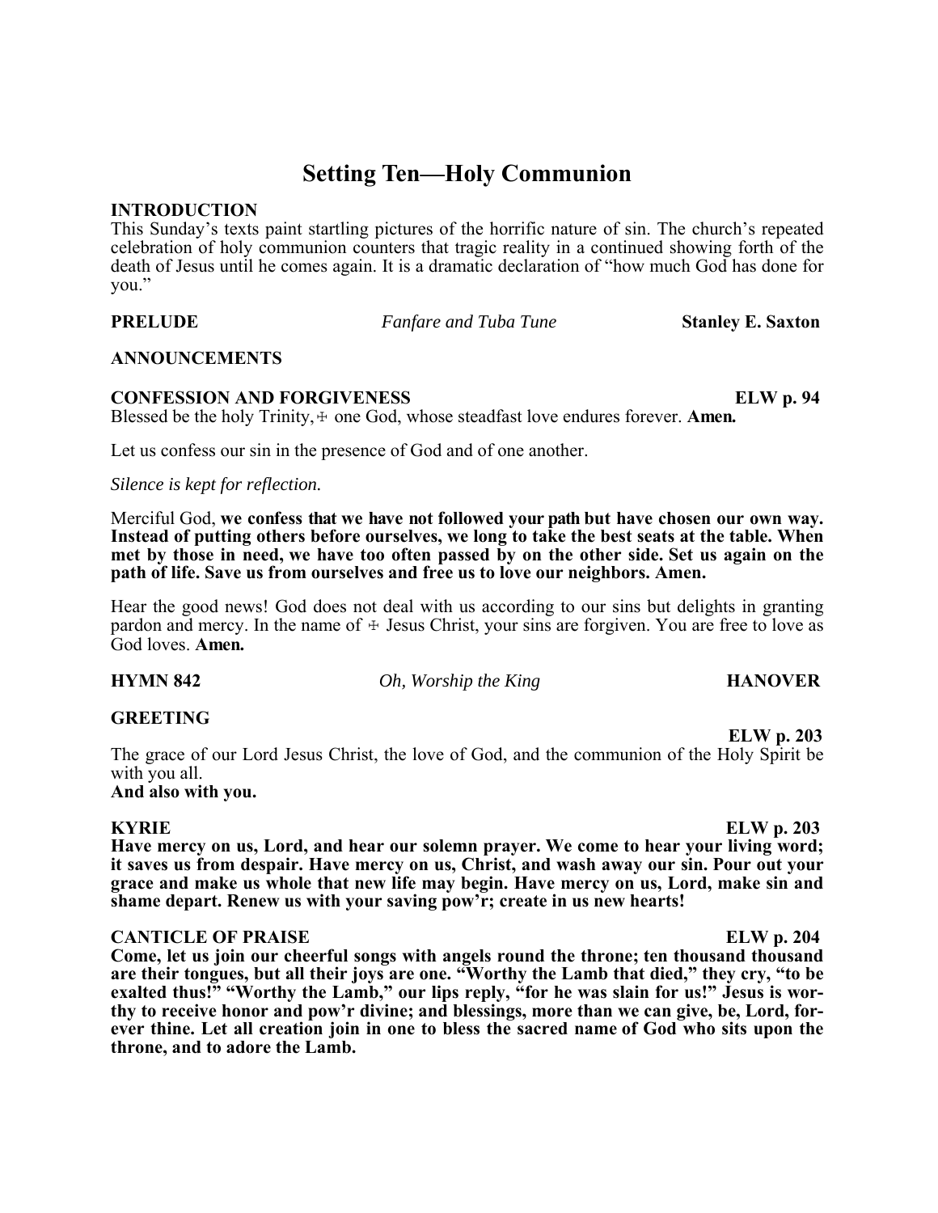# Setting Ten—Holy Communion

**INTRODUCTION**
This Sunday's texts paint startling pictures of the horrific nature of sin. The church's repeated celebration of holy communion counters that tragic reality in a continued showing forth of the death of Jesus until he comes again. It is a dramatic declaration of "how much God has done for you."

**PRELUDE** *Fanfare and Tuba Tune* **Stanley E. Saxton**

**ANNOUNCEMENTS**

**CONFESSION AND FORGIVENESS** **ELW p. 94**
Blessed be the holy Trinity, ☩ one God, whose steadfast love endures forever. **Amen.**

Let us confess our sin in the presence of God and of one another.

*Silence is kept for reflection.*

Merciful God, **we confess that we have not followed your path but have chosen our own way. Instead of putting others before ourselves, we long to take the best seats at the table. When met by those in need, we have too often passed by on the other side. Set us again on the path of life. Save us from ourselves and free us to love our neighbors. Amen.**

Hear the good news! God does not deal with us according to our sins but delights in granting pardon and mercy. In the name of ☩ Jesus Christ, your sins are forgiven. You are free to love as God loves. **Amen.**

**HYMN 842** *Oh, Worship the King* **HANOVER**

**GREETING** **ELW p. 203**
The grace of our Lord Jesus Christ, the love of God, and the communion of the Holy Spirit be with you all.
**And also with you.**

**KYRIE** **ELW p. 203**
**Have mercy on us, Lord, and hear our solemn prayer. We come to hear your living word; it saves us from despair. Have mercy on us, Christ, and wash away our sin. Pour out your grace and make us whole that new life may begin. Have mercy on us, Lord, make sin and shame depart. Renew us with your saving pow'r; create in us new hearts!**

**CANTICLE OF PRAISE** **ELW p. 204**
**Come, let us join our cheerful songs with angels round the throne; ten thousand thousand are their tongues, but all their joys are one. "Worthy the Lamb that died," they cry, "to be exalted thus!" "Worthy the Lamb," our lips reply, "for he was slain for us!" Jesus is worthy to receive honor and pow'r divine; and blessings, more than we can give, be, Lord, forever thine. Let all creation join in one to bless the sacred name of God who sits upon the throne, and to adore the Lamb.**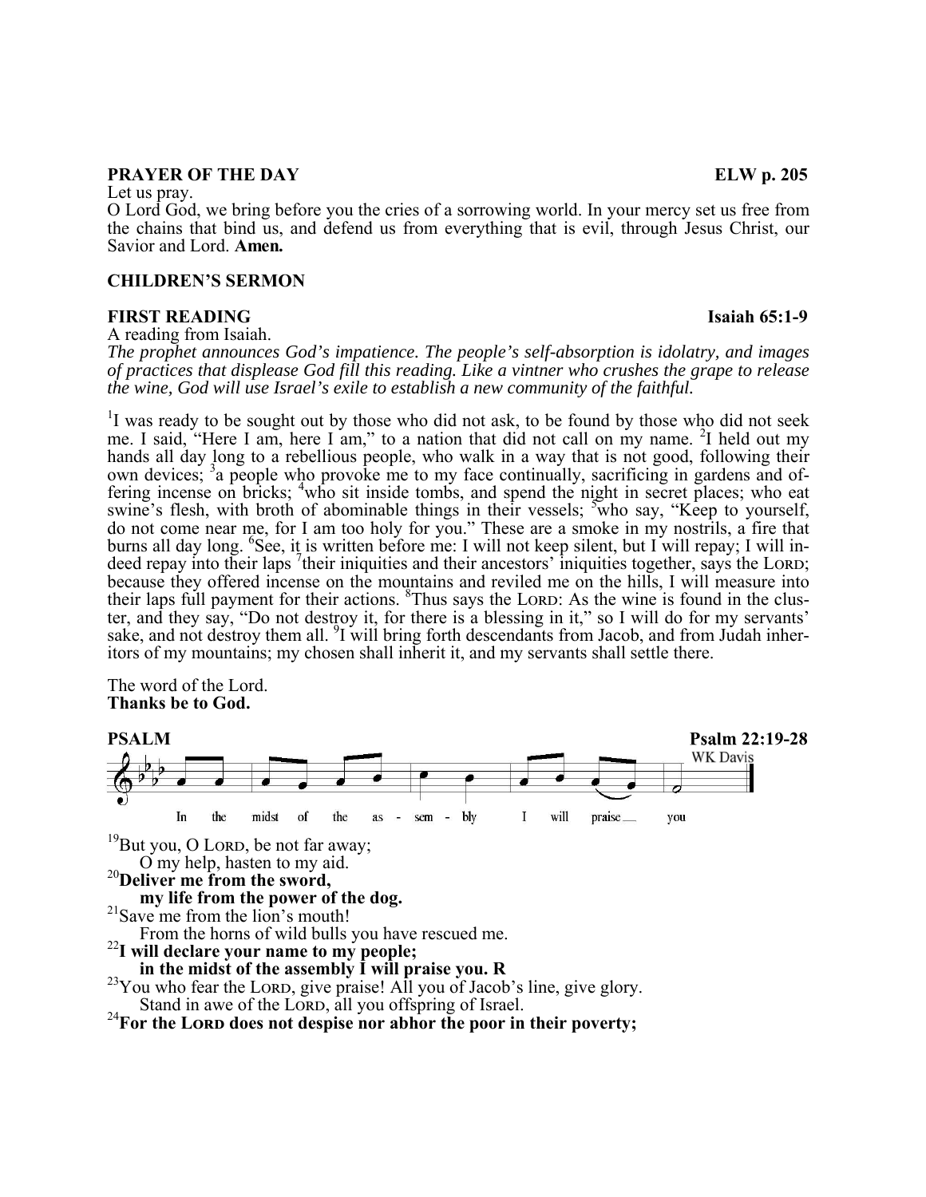**PRAYER OF THE DAY** **ELW p. 205**

Let us pray.

O Lord God, we bring before you the cries of a sorrowing world. In your mercy set us free from the chains that bind us, and defend us from everything that is evil, through Jesus Christ, our Savior and Lord. **Amen.**

**CHILDREN'S SERMON**

**FIRST READING** **Isaiah 65:1-9**

A reading from Isaiah.

*The prophet announces God's impatience. The people's self-absorption is idolatry, and images of practices that displease God fill this reading. Like a vintner who crushes the grape to release the wine, God will use Israel's exile to establish a new community of the faithful.*

[1]I was ready to be sought out by those who did not ask, to be found by those who did not seek me. I said, "Here I am, here I am," to a nation that did not call on my name. [2]I held out my hands all day long to a rebellious people, who walk in a way that is not good, following their own devices; [3]a people who provoke me to my face continually, sacrificing in gardens and offering incense on bricks; [4]who sit inside tombs, and spend the night in secret places; who eat swine's flesh, with broth of abominable things in their vessels; [5]who say, "Keep to yourself, do not come near me, for I am too holy for you." These are a smoke in my nostrils, a fire that burns all day long. [6]See, it is written before me: I will not keep silent, but I will repay; I will indeed repay into their laps [7]their iniquities and their ancestors' iniquities together, says the LORD; because they offered incense on the mountains and reviled me on the hills, I will measure into their laps full payment for their actions. [8]Thus says the LORD: As the wine is found in the cluster, and they say, "Do not destroy it, for there is a blessing in it," so I will do for my servants' sake, and not destroy them all. [9]I will bring forth descendants from Jacob, and from Judah inheritors of my mountains; my chosen shall inherit it, and my servants shall settle there.

The word of the Lord.
**Thanks be to God.**

**PSALM** **Psalm 22:19-28**

WK Davis

In the midst of the assembly I will praise you

[19]But you, O LORD, be not far away;
O my help, hasten to my aid.
[20]**Deliver me from the sword,**
**my life from the power of the dog.**
[21]Save me from the lion's mouth!
From the horns of wild bulls you have rescued me.
[22]**I will declare your name to my people;**
**in the midst of the assembly I will praise you. R**
[23]You who fear the LORD, give praise! All you of Jacob's line, give glory.
Stand in awe of the LORD, all you offspring of Israel.
[24]**For the LORD does not despise nor abhor the poor in their poverty;**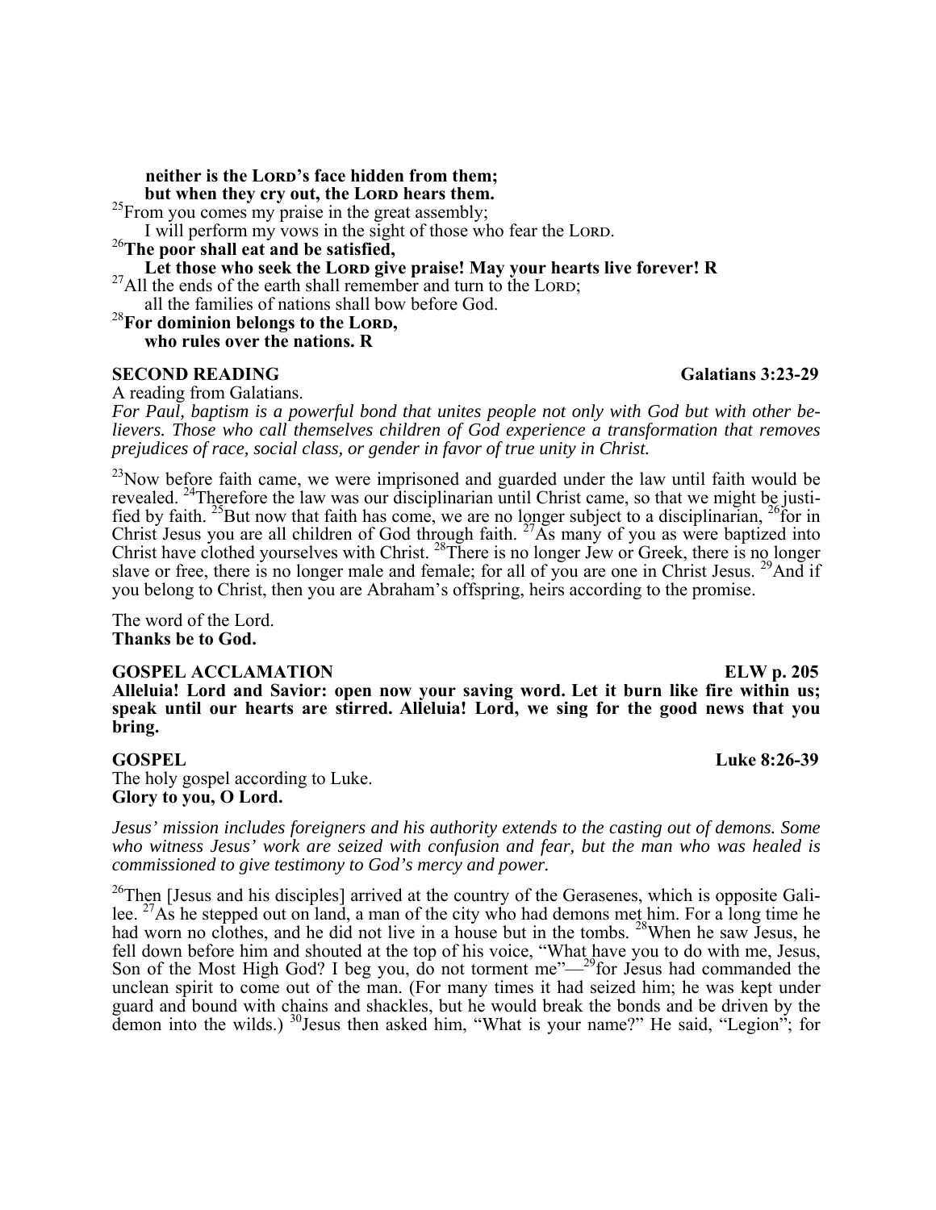**neither is the LORD's face hidden from them;**
**but when they cry out, the LORD hears them.**

[25]From you comes my praise in the great assembly;
I will perform my vows in the sight of those who fear the LORD.

[26]**The poor shall eat and be satisfied,**
**Let those who seek the LORD give praise! May your hearts live forever! R**

[27]All the ends of the earth shall remember and turn to the LORD;
all the families of nations shall bow before God.

[28]**For dominion belongs to the LORD,**
**who rules over the nations. R**

**SECOND READING** **Galatians 3:23-29**

A reading from Galatians.

*For Paul, baptism is a powerful bond that unites people not only with God but with other believers. Those who call themselves children of God experience a transformation that removes prejudices of race, social class, or gender in favor of true unity in Christ.*

[23]Now before faith came, we were imprisoned and guarded under the law until faith would be revealed. [24]Therefore the law was our disciplinarian until Christ came, so that we might be justified by faith. [25]But now that faith has come, we are no longer subject to a disciplinarian, [26]for in Christ Jesus you are all children of God through faith. [27]As many of you as were baptized into Christ have clothed yourselves with Christ. [28]There is no longer Jew or Greek, there is no longer slave or free, there is no longer male and female; for all of you are one in Christ Jesus. [29]And if you belong to Christ, then you are Abraham's offspring, heirs according to the promise.

The word of the Lord.
**Thanks be to God.**

**GOSPEL ACCLAMATION** **ELW p. 205**

**Alleluia! Lord and Savior: open now your saving word. Let it burn like fire within us; speak until our hearts are stirred. Alleluia! Lord, we sing for the good news that you bring.**

**GOSPEL** **Luke 8:26-39**

The holy gospel according to Luke.
**Glory to you, O Lord.**

*Jesus' mission includes foreigners and his authority extends to the casting out of demons. Some who witness Jesus' work are seized with confusion and fear, but the man who was healed is commissioned to give testimony to God's mercy and power.*

[26]Then [Jesus and his disciples] arrived at the country of the Gerasenes, which is opposite Galilee. [27]As he stepped out on land, a man of the city who had demons met him. For a long time he had worn no clothes, and he did not live in a house but in the tombs. [28]When he saw Jesus, he fell down before him and shouted at the top of his voice, "What have you to do with me, Jesus, Son of the Most High God? I beg you, do not torment me"—[29]for Jesus had commanded the unclean spirit to come out of the man. (For many times it had seized him; he was kept under guard and bound with chains and shackles, but he would break the bonds and be driven by the demon into the wilds.) [30]Jesus then asked him, "What is your name?" He said, "Legion"; for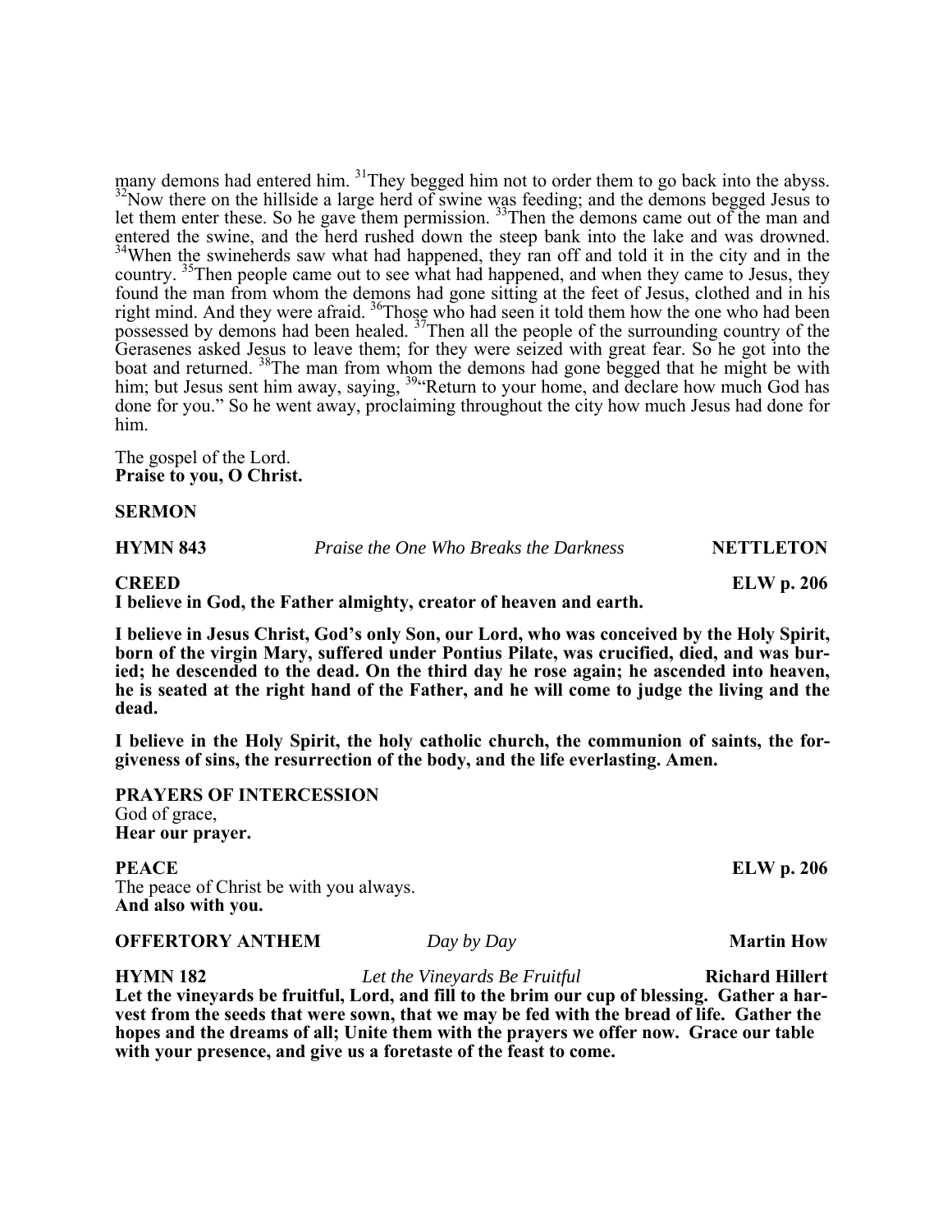many demons had entered him. [31]They begged him not to order them to go back into the abyss. [32]Now there on the hillside a large herd of swine was feeding; and the demons begged Jesus to let them enter these. So he gave them permission. [33]Then the demons came out of the man and entered the swine, and the herd rushed down the steep bank into the lake and was drowned. [34]When the swineherds saw what had happened, they ran off and told it in the city and in the country. [35]Then people came out to see what had happened, and when they came to Jesus, they found the man from whom the demons had gone sitting at the feet of Jesus, clothed and in his right mind. And they were afraid. [36]Those who had seen it told them how the one who had been possessed by demons had been healed. [37]Then all the people of the surrounding country of the Gerasenes asked Jesus to leave them; for they were seized with great fear. So he got into the boat and returned. [38]The man from whom the demons had gone begged that he might be with him; but Jesus sent him away, saying, [39]"Return to your home, and declare how much God has done for you." So he went away, proclaiming throughout the city how much Jesus had done for him.

The gospel of the Lord.
**Praise to you, O Christ.**

**SERMON**

**HYMN 843** *Praise the One Who Breaks the Darkness* **NETTLETON**

**CREED** **ELW p. 206**
**I believe in God, the Father almighty, creator of heaven and earth.**

**I believe in Jesus Christ, God's only Son, our Lord, who was conceived by the Holy Spirit, born of the virgin Mary, suffered under Pontius Pilate, was crucified, died, and was buried; he descended to the dead. On the third day he rose again; he ascended into heaven, he is seated at the right hand of the Father, and he will come to judge the living and the dead.**

**I believe in the Holy Spirit, the holy catholic church, the communion of saints, the forgiveness of sins, the resurrection of the body, and the life everlasting. Amen.**

**PRAYERS OF INTERCESSION**
God of grace,
**Hear our prayer.**

**PEACE** **ELW p. 206**
The peace of Christ be with you always.
**And also with you.**

**OFFERTORY ANTHEM** *Day by Day* **Martin How**

**HYMN 182** *Let the Vineyards Be Fruitful* **Richard Hillert**
**Let the vineyards be fruitful, Lord, and fill to the brim our cup of blessing. Gather a harvest from the seeds that were sown, that we may be fed with the bread of life. Gather the hopes and the dreams of all; Unite them with the prayers we offer now. Grace our table with your presence, and give us a foretaste of the feast to come.**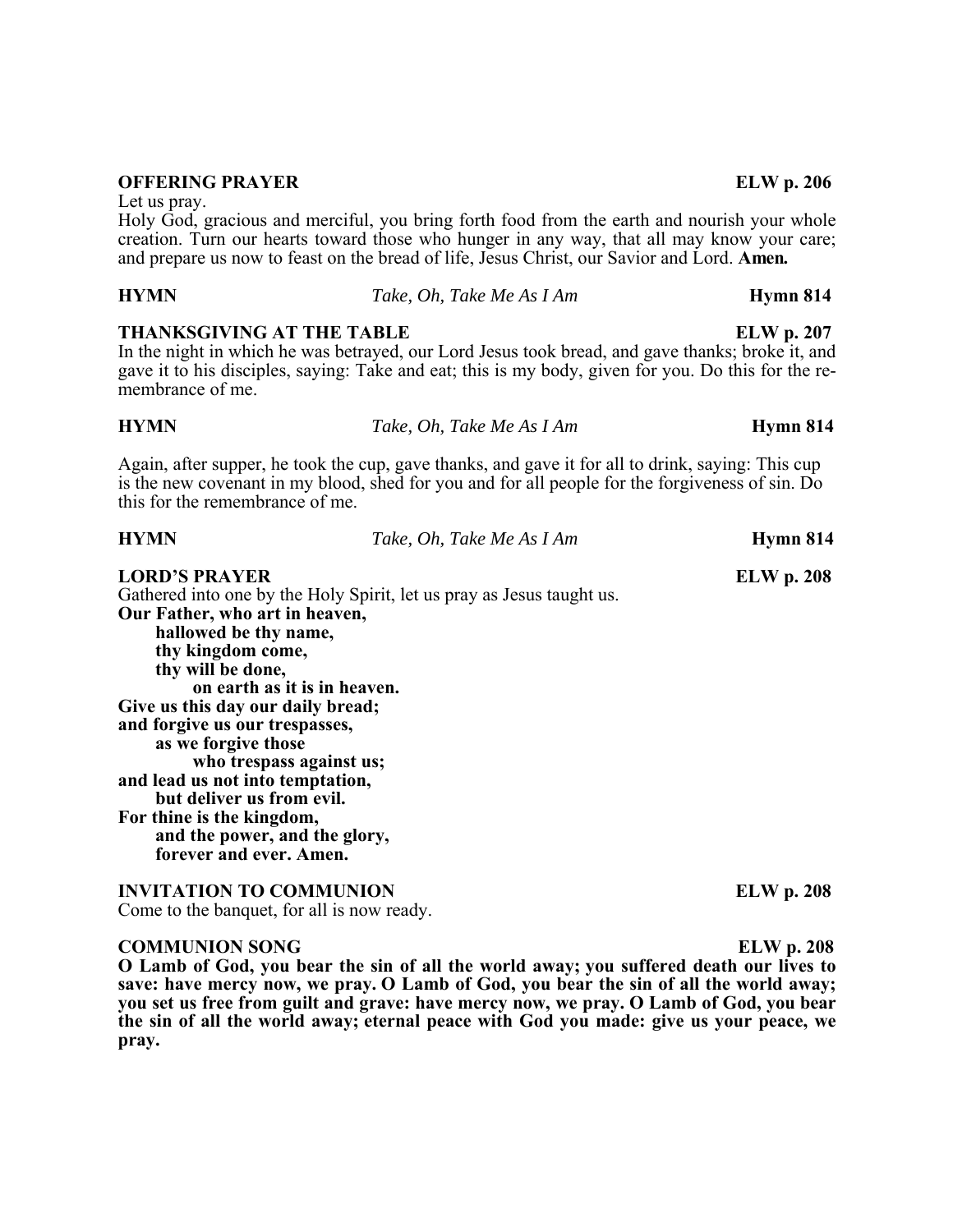**OFFERING PRAYER** **ELW p. 206**

Let us pray.

Holy God, gracious and merciful, you bring forth food from the earth and nourish your whole creation. Turn our hearts toward those who hunger in any way, that all may know your care; and prepare us now to feast on the bread of life, Jesus Christ, our Savior and Lord. **Amen.**

**HYMN** *Take, Oh, Take Me As I Am* **Hymn 814**

**THANKSGIVING AT THE TABLE** **ELW p. 207**

In the night in which he was betrayed, our Lord Jesus took bread, and gave thanks; broke it, and gave it to his disciples, saying: Take and eat; this is my body, given for you. Do this for the remembrance of me.

**HYMN** *Take, Oh, Take Me As I Am* **Hymn 814**

Again, after supper, he took the cup, gave thanks, and gave it for all to drink, saying: This cup is the new covenant in my blood, shed for you and for all people for the forgiveness of sin. Do this for the remembrance of me.

**HYMN** *Take, Oh, Take Me As I Am* **Hymn 814**

**LORD'S PRAYER** **ELW p. 208**

Gathered into one by the Holy Spirit, let us pray as Jesus taught us.

**Our Father, who art in heaven,**
**hallowed be thy name,**
**thy kingdom come,**
**thy will be done,**
**on earth as it is in heaven.**
**Give us this day our daily bread;**
**and forgive us our trespasses,**
**as we forgive those**
**who trespass against us;**
**and lead us not into temptation,**
**but deliver us from evil.**
**For thine is the kingdom,**
**and the power, and the glory,**
**forever and ever. Amen.**

**INVITATION TO COMMUNION** **ELW p. 208**

Come to the banquet, for all is now ready.

**COMMUNION SONG** **ELW p. 208**

**O Lamb of God, you bear the sin of all the world away; you suffered death our lives to save: have mercy now, we pray. O Lamb of God, you bear the sin of all the world away; you set us free from guilt and grave: have mercy now, we pray. O Lamb of God, you bear the sin of all the world away; eternal peace with God you made: give us your peace, we pray.**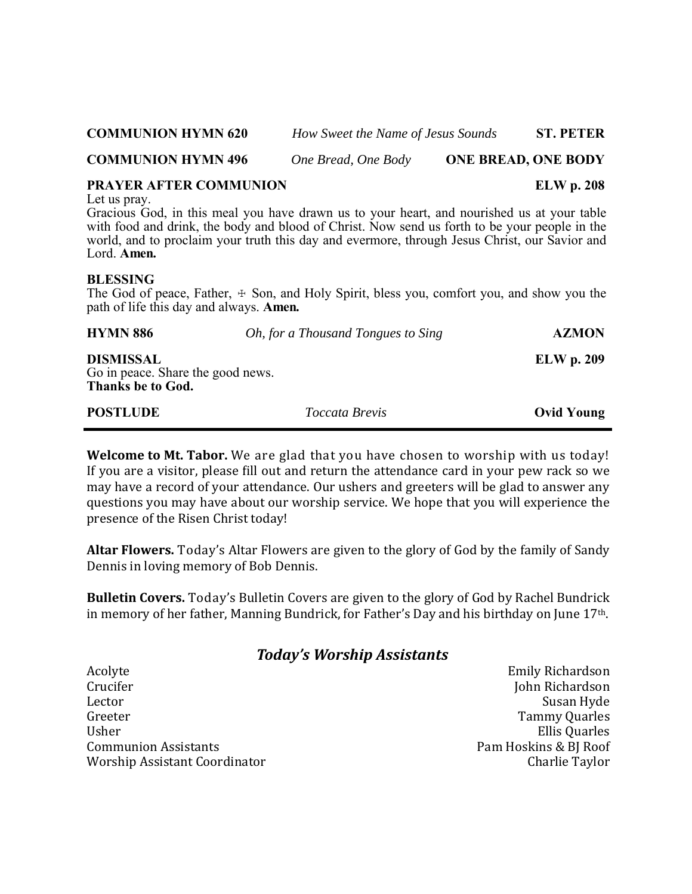**COMMUNION HYMN 620** *How Sweet the Name of Jesus Sounds* **ST. PETER**

**COMMUNION HYMN 496** *One Bread, One Body* **ONE BREAD, ONE BODY**

**PRAYER AFTER COMMUNION** **ELW p. 208**

Let us pray.

Gracious God, in this meal you have drawn us to your heart, and nourished us at your table with food and drink, the body and blood of Christ. Now send us forth to be your people in the world, and to proclaim your truth this day and evermore, through Jesus Christ, our Savior and Lord. **Amen.**

**BLESSING**

The God of peace, Father, ☩ Son, and Holy Spirit, bless you, comfort you, and show you the path of life this day and always. **Amen.**

**HYMN 886** *Oh, for a Thousand Tongues to Sing* **AZMON**

**DISMISSAL** **ELW p. 209**

Go in peace. Share the good news.

**Thanks be to God.**

**POSTLUDE** *Toccata Brevis* **Ovid Young**

---

**Welcome to Mt. Tabor.** We are glad that you have chosen to worship with us today! If you are a visitor, please fill out and return the attendance card in your pew rack so we may have a record of your attendance. Our ushers and greeters will be glad to answer any questions you may have about our worship service. We hope that you will experience the presence of the Risen Christ today!

**Altar Flowers.** Today's Altar Flowers are given to the glory of God by the family of Sandy Dennis in loving memory of Bob Dennis.

**Bulletin Covers.** Today's Bulletin Covers are given to the glory of God by Rachel Bundrick in memory of her father, Manning Bundrick, for Father's Day and his birthday on June 17th.

## *Today's Worship Assistants*

| | |
|---|---|
| Acolyte | Emily Richardson |
| Crucifer | John Richardson |
| Lector | Susan Hyde |
| Greeter | Tammy Quarles |
| Usher | Ellis Quarles |
| Communion Assistants | Pam Hoskins & BJ Roof |
| Worship Assistant Coordinator | Charlie Taylor |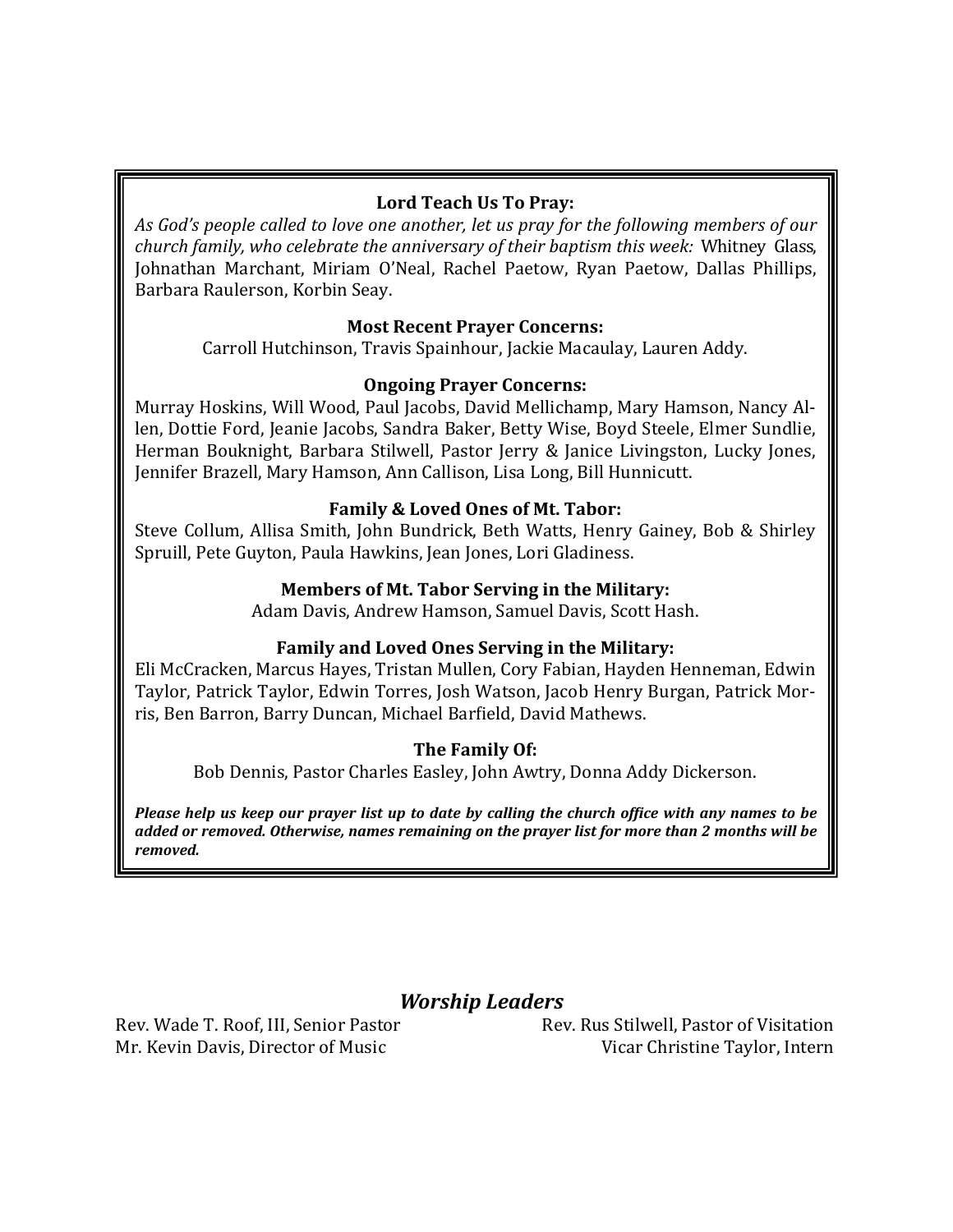**Lord Teach Us To Pray:**

*As God's people called to love one another, let us pray for the following members of our church family, who celebrate the anniversary of their baptism this week:* Whitney Glass, Johnathan Marchant, Miriam O'Neal, Rachel Paetow, Ryan Paetow, Dallas Phillips, Barbara Raulerson, Korbin Seay.

**Most Recent Prayer Concerns:**

Carroll Hutchinson, Travis Spainhour, Jackie Macaulay, Lauren Addy.

**Ongoing Prayer Concerns:**

Murray Hoskins, Will Wood, Paul Jacobs, David Mellichamp, Mary Hamson, Nancy Allen, Dottie Ford, Jeanie Jacobs, Sandra Baker, Betty Wise, Boyd Steele, Elmer Sundlie, Herman Bouknight, Barbara Stilwell, Pastor Jerry & Janice Livingston, Lucky Jones, Jennifer Brazell, Mary Hamson, Ann Callison, Lisa Long, Bill Hunnicutt.

**Family & Loved Ones of Mt. Tabor:**

Steve Collum, Allisa Smith, John Bundrick, Beth Watts, Henry Gainey, Bob & Shirley Spruill, Pete Guyton, Paula Hawkins, Jean Jones, Lori Gladiness.

**Members of Mt. Tabor Serving in the Military:**

Adam Davis, Andrew Hamson, Samuel Davis, Scott Hash.

**Family and Loved Ones Serving in the Military:**

Eli McCracken, Marcus Hayes, Tristan Mullen, Cory Fabian, Hayden Henneman, Edwin Taylor, Patrick Taylor, Edwin Torres, Josh Watson, Jacob Henry Burgan, Patrick Morris, Ben Barron, Barry Duncan, Michael Barfield, David Mathews.

**The Family Of:**

Bob Dennis, Pastor Charles Easley, John Awtry, Donna Addy Dickerson.

***Please help us keep our prayer list up to date by calling the church office with any names to be added or removed. Otherwise, names remaining on the prayer list for more than 2 months will be removed.***

## *Worship Leaders*

Rev. Wade T. Roof, III, Senior Pastor

Rev. Rus Stilwell, Pastor of Visitation

Mr. Kevin Davis, Director of Music

Vicar Christine Taylor, Intern